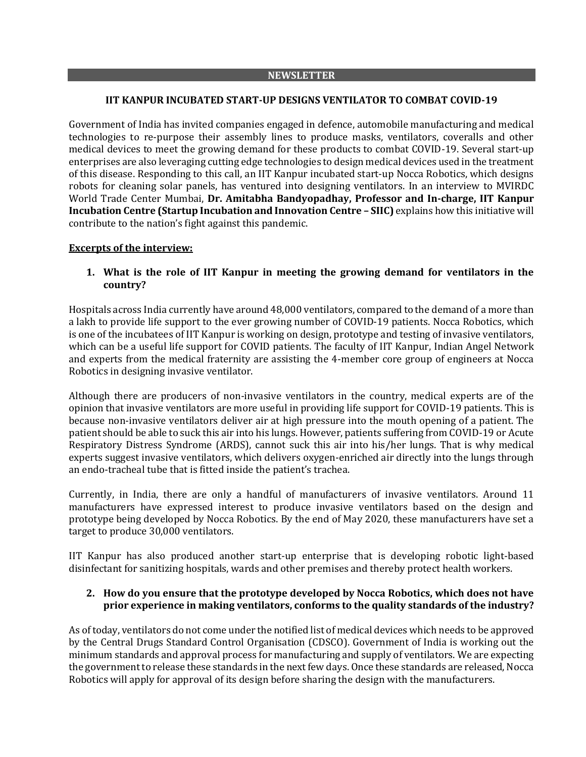**NEWSLETTER**

## IIT KANPUR INCUBATED START-UP DESIGNS VENTILATOR TO COMBAT COVID-19

Government of India has invited companies engaged in defence, automobile manufacturing and medical technologies to re-purpose their assembly lines to produce masks, ventilators, coveralls and other medical devices to meet the growing demand for these products to combat COVID-19. Several start-up enterprises are also leveraging cutting edge technologies to design medical devices used in the treatment of this disease. Responding to this call, an IIT Kanpur incubated start-up Nocca Robotics, which designs robots for cleaning solar panels, has ventured into designing ventilators. In an interview to MVIRDC World Trade Center Mumbai, **Dr. Amitabha Bandyopadhay, Professor and In-charge, IIT Kanpur Incubation Centre (Startup Incubation and Innovation Centre – SIIC)** explains how this initiative will contribute to the nation's fight against this pandemic.

**Excerpts of the interview:**

**1. What is the role of IIT Kanpur in meeting the growing demand for ventilators in the country?**

Hospitals across India currently have around 48,000 ventilators, compared to the demand of a more than a lakh to provide life support to the ever growing number of COVID-19 patients. Nocca Robotics, which is one of the incubatees of IIT Kanpur is working on design, prototype and testing of invasive ventilators, which can be a useful life support for COVID patients. The faculty of IIT Kanpur, Indian Angel Network and experts from the medical fraternity are assisting the 4-member core group of engineers at Nocca Robotics in designing invasive ventilator.

Although there are producers of non-invasive ventilators in the country, medical experts are of the opinion that invasive ventilators are more useful in providing life support for COVID-19 patients. This is because non-invasive ventilators deliver air at high pressure into the mouth opening of a patient. The patient should be able to suck this air into his lungs. However, patients suffering from COVID-19 or Acute Respiratory Distress Syndrome (ARDS), cannot suck this air into his/her lungs. That is why medical experts suggest invasive ventilators, which delivers oxygen-enriched air directly into the lungs through an endo-tracheal tube that is fitted inside the patient's trachea.

Currently, in India, there are only a handful of manufacturers of invasive ventilators. Around 11 manufacturers have expressed interest to produce invasive ventilators based on the design and prototype being developed by Nocca Robotics. By the end of May 2020, these manufacturers have set a target to produce 30,000 ventilators.

IIT Kanpur has also produced another start-up enterprise that is developing robotic light-based disinfectant for sanitizing hospitals, wards and other premises and thereby protect health workers.

**2. How do you ensure that the prototype developed by Nocca Robotics, which does not have prior experience in making ventilators, conforms to the quality standards of the industry?**

As of today, ventilators do not come under the notified list of medical devices which needs to be approved by the Central Drugs Standard Control Organisation (CDSCO). Government of India is working out the minimum standards and approval process for manufacturing and supply of ventilators. We are expecting the government to release these standards in the next few days. Once these standards are released, Nocca Robotics will apply for approval of its design before sharing the design with the manufacturers.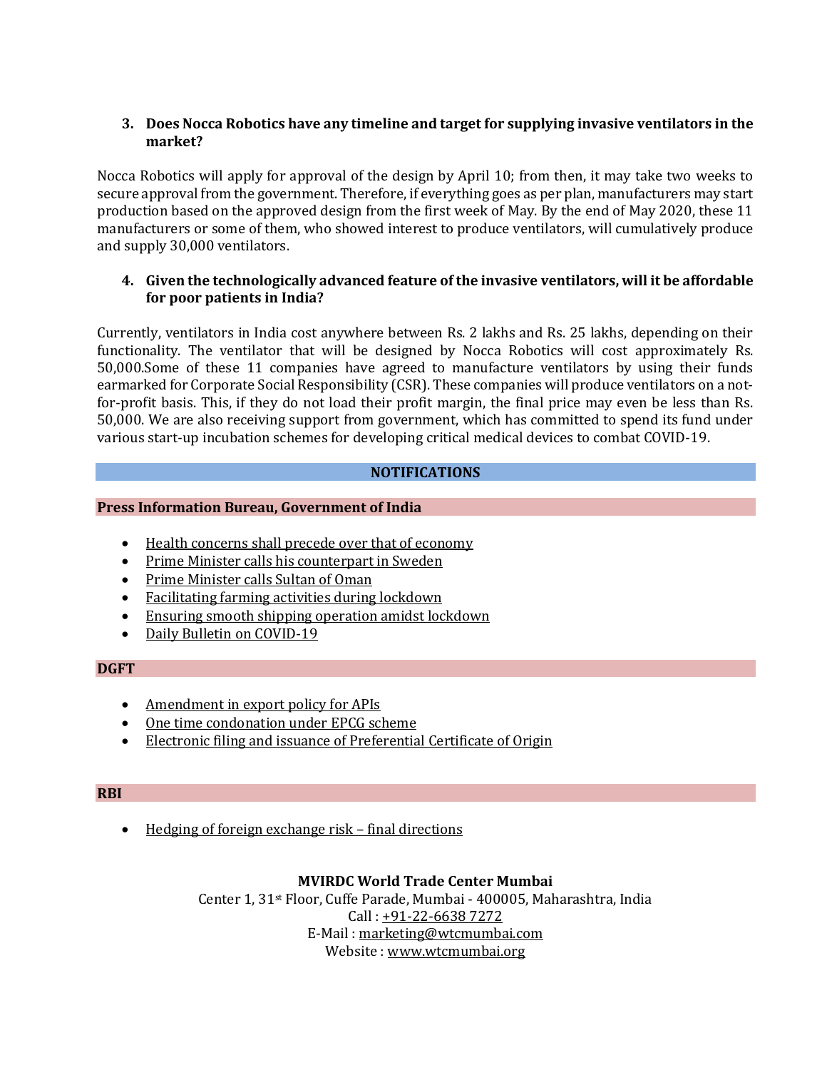3. **Does Nocca Robotics have any timeline and target for supplying invasive ventilators in the market?**

Nocca Robotics will apply for approval of the design by April 10; from then, it may take two weeks to secure approval from the government. Therefore, if everything goes as per plan, manufacturers may start production based on the approved design from the first week of May. By the end of May 2020, these 11 manufacturers or some of them, who showed interest to produce ventilators, will cumulatively produce and supply 30,000 ventilators.

4. **Given the technologically advanced feature of the invasive ventilators, will it be affordable for poor patients in India?**

Currently, ventilators in India cost anywhere between Rs. 2 lakhs and Rs. 25 lakhs, depending on their functionality. The ventilator that will be designed by Nocca Robotics will cost approximately Rs. 50,000.Some of these 11 companies have agreed to manufacture ventilators by using their funds earmarked for Corporate Social Responsibility (CSR). These companies will produce ventilators on a not-for-profit basis. This, if they do not load their profit margin, the final price may even be less than Rs. 50,000. We are also receiving support from government, which has committed to spend its fund under various start-up incubation schemes for developing critical medical devices to combat COVID-19.

## NOTIFICATIONS

### Press Information Bureau, Government of India

- Health concerns shall precede over that of economy
- Prime Minister calls his counterpart in Sweden
- Prime Minister calls Sultan of Oman
- Facilitating farming activities during lockdown
- Ensuring smooth shipping operation amidst lockdown
- Daily Bulletin on COVID-19

### DGFT

- Amendment in export policy for APIs
- One time condonation under EPCG scheme
- Electronic filing and issuance of Preferential Certificate of Origin

### RBI

- Hedging of foreign exchange risk – final directions

**MVIRDC World Trade Center Mumbai**
Center 1, 31st Floor, Cuffe Parade, Mumbai - 400005, Maharashtra, India
Call : +91-22-6638 7272
E-Mail : marketing@wtcmumbai.com
Website : www.wtcmumbai.org